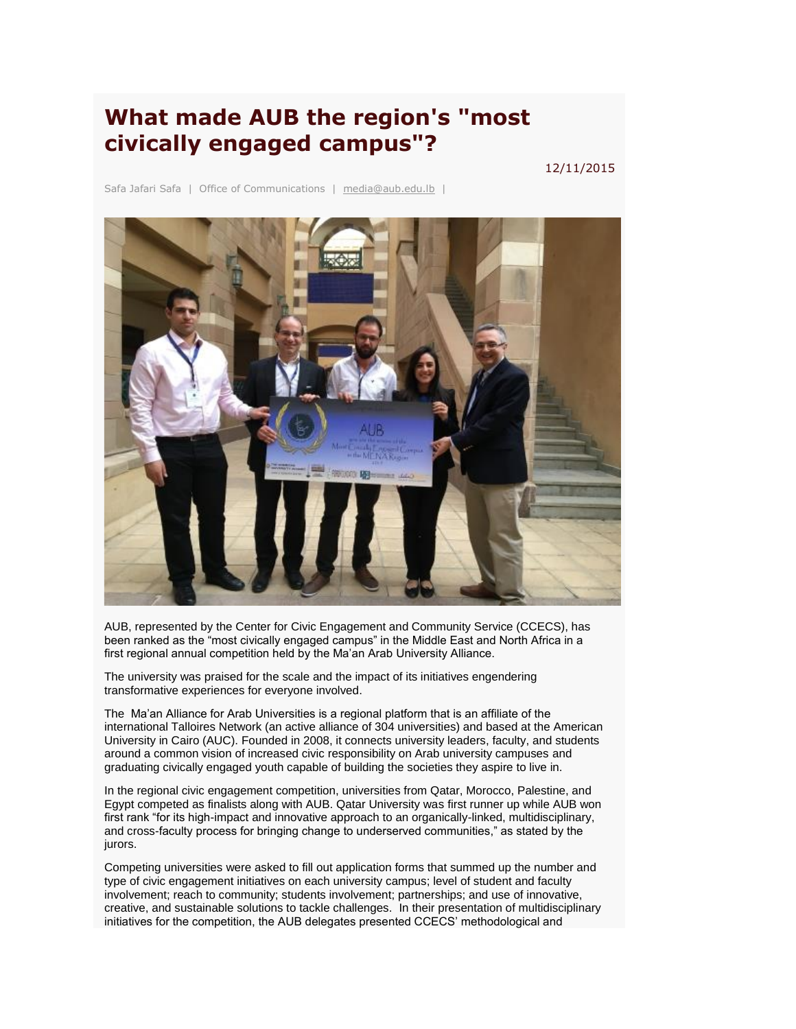# What made AUB the region's "most civically engaged campus"?

12/11/2015

Safa Jafari Safa | Office of Communications | media@aub.edu.lb |

AUB, represented by the Center for Civic Engagement and Community Service (CCECS), has been ranked as the "most civically engaged campus" in the Middle East and North Africa in a first regional annual competition held by the Ma'an Arab University Alliance.

The university was praised for the scale and the impact of its initiatives engendering transformative experiences for everyone involved.

The Ma'an Alliance for Arab Universities is a regional platform that is an affiliate of the international Talloires Network (an active alliance of 304 universities) and based at the American University in Cairo (AUC). Founded in 2008, it connects university leaders, faculty, and students around a common vision of increased civic responsibility on Arab university campuses and graduating civically engaged youth capable of building the societies they aspire to live in.

In the regional civic engagement competition, universities from Qatar, Morocco, Palestine, and Egypt competed as finalists along with AUB. Qatar University was first runner up while AUB won first rank "for its high-impact and innovative approach to an organically-linked, multidisciplinary, and cross-faculty process for bringing change to underserved communities," as stated by the jurors.

Competing universities were asked to fill out application forms that summed up the number and type of civic engagement initiatives on each university campus; level of student and faculty involvement; reach to community; students involvement; partnerships; and use of innovative, creative, and sustainable solutions to tackle challenges. In their presentation of multidisciplinary initiatives for the competition, the AUB delegates presented CCECS' methodological and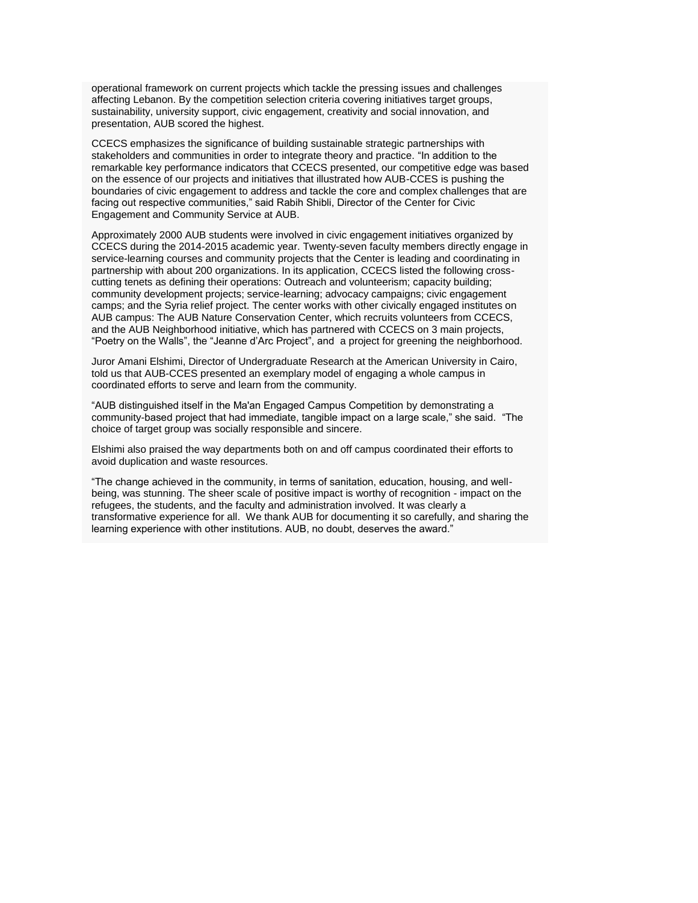operational framework on current projects which tackle the pressing issues and challenges affecting Lebanon. By the competition selection criteria covering initiatives target groups, sustainability, university support, civic engagement, creativity and social innovation, and presentation, AUB scored the highest.

CCECS emphasizes the significance of building sustainable strategic partnerships with stakeholders and communities in order to integrate theory and practice. “In addition to the remarkable key performance indicators that CCECS presented, our competitive edge was based on the essence of our projects and initiatives that illustrated how AUB-CCES is pushing the boundaries of civic engagement to address and tackle the core and complex challenges that are facing out respective communities,” said Rabih Shibli, Director of the Center for Civic Engagement and Community Service at AUB.

Approximately 2000 AUB students were involved in civic engagement initiatives organized by CCECS during the 2014-2015 academic year. Twenty-seven faculty members directly engage in service-learning courses and community projects that the Center is leading and coordinating in partnership with about 200 organizations. In its application, CCECS listed the following cross-cutting tenets as defining their operations: Outreach and volunteerism; capacity building; community development projects; service-learning; advocacy campaigns; civic engagement camps; and the Syria relief project. The center works with other civically engaged institutes on AUB campus: The AUB Nature Conservation Center, which recruits volunteers from CCECS, and the AUB Neighborhood initiative, which has partnered with CCECS on 3 main projects, “Poetry on the Walls”, the “Jeanne d’Arc Project”, and a project for greening the neighborhood.

Juror Amani Elshimi, Director of Undergraduate Research at the American University in Cairo, told us that AUB-CCES presented an exemplary model of engaging a whole campus in coordinated efforts to serve and learn from the community.

“AUB distinguished itself in the Ma'an Engaged Campus Competition by demonstrating a community-based project that had immediate, tangible impact on a large scale,” she said. “The choice of target group was socially responsible and sincere.

Elshimi also praised the way departments both on and off campus coordinated their efforts to avoid duplication and waste resources.

“The change achieved in the community, in terms of sanitation, education, housing, and well-being, was stunning. The sheer scale of positive impact is worthy of recognition - impact on the refugees, the students, and the faculty and administration involved. It was clearly a transformative experience for all. We thank AUB for documenting it so carefully, and sharing the learning experience with other institutions. AUB, no doubt, deserves the award.”